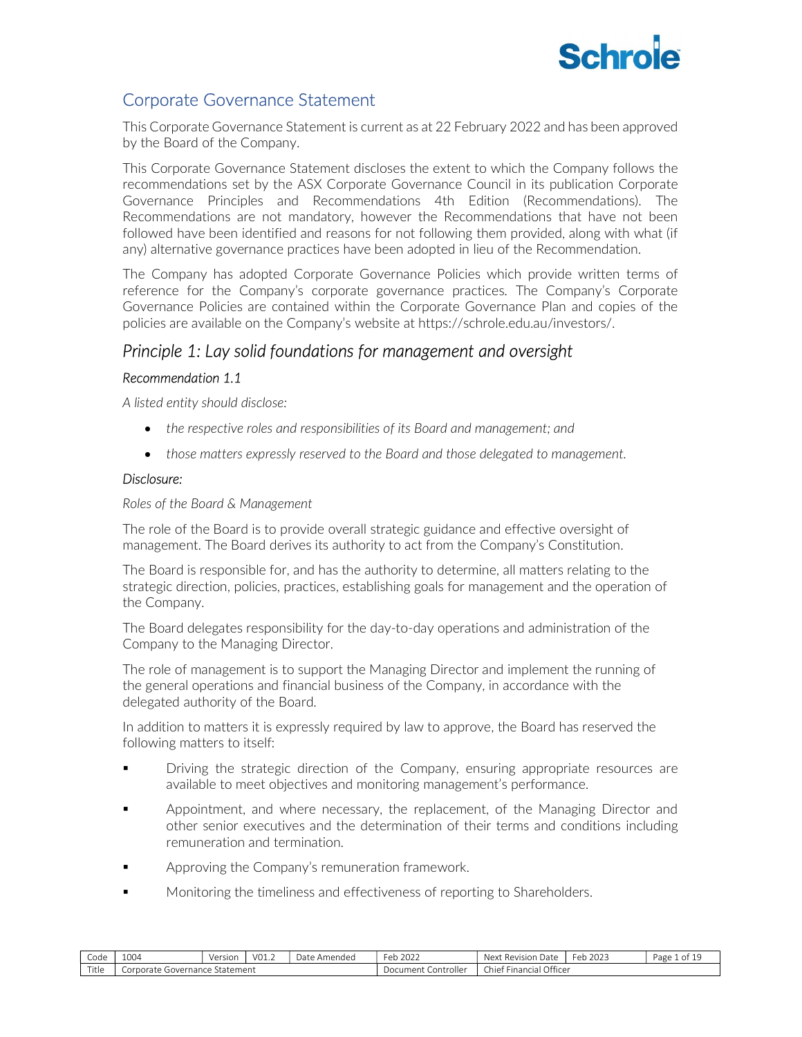# Corporate Governance Statement

This Corporate Governance Statement is current as at 22 February 2022 and has been approved by the Board of the Company.

This Corporate Governance Statement discloses the extent to which the Company follows the recommendations set by the ASX Corporate Governance Council in its publication Corporate Governance Principles and Recommendations 4th Edition (Recommendations). The Recommendations are not mandatory, however the Recommendations that have not been followed have been identified and reasons for not following them provided, along with what (if any) alternative governance practices have been adopted in lieu of the Recommendation.

The Company has adopted Corporate Governance Policies which provide written terms of reference for the Company's corporate governance practices. The Company's Corporate Governance Policies are contained within the Corporate Governance Plan and copies of the policies are available on the Company's website at https://schrole.edu.au/investors/.

## *Principle 1: Lay solid foundations for management and oversight*

### *Recommendation 1.1*

*A listed entity should disclose:*

- *the respective roles and responsibilities of its Board and management; and*
- *those matters expressly reserved to the Board and those delegated to management.*

### *Disclosure:*

*Roles of the Board & Management*

The role of the Board is to provide overall strategic guidance and effective oversight of management. The Board derives its authority to act from the Company's Constitution.

The Board is responsible for, and has the authority to determine, all matters relating to the strategic direction, policies, practices, establishing goals for management and the operation of the Company.

The Board delegates responsibility for the day-to-day operations and administration of the Company to the Managing Director.

The role of management is to support the Managing Director and implement the running of the general operations and financial business of the Company, in accordance with the delegated authority of the Board.

In addition to matters it is expressly required by law to approve, the Board has reserved the following matters to itself:

- Driving the strategic direction of the Company, ensuring appropriate resources are available to meet objectives and monitoring management's performance.
- Appointment, and where necessary, the replacement, of the Managing Director and other senior executives and the determination of their terms and conditions including remuneration and termination.
- Approving the Company's remuneration framework.
- Monitoring the timeliness and effectiveness of reporting to Shareholders.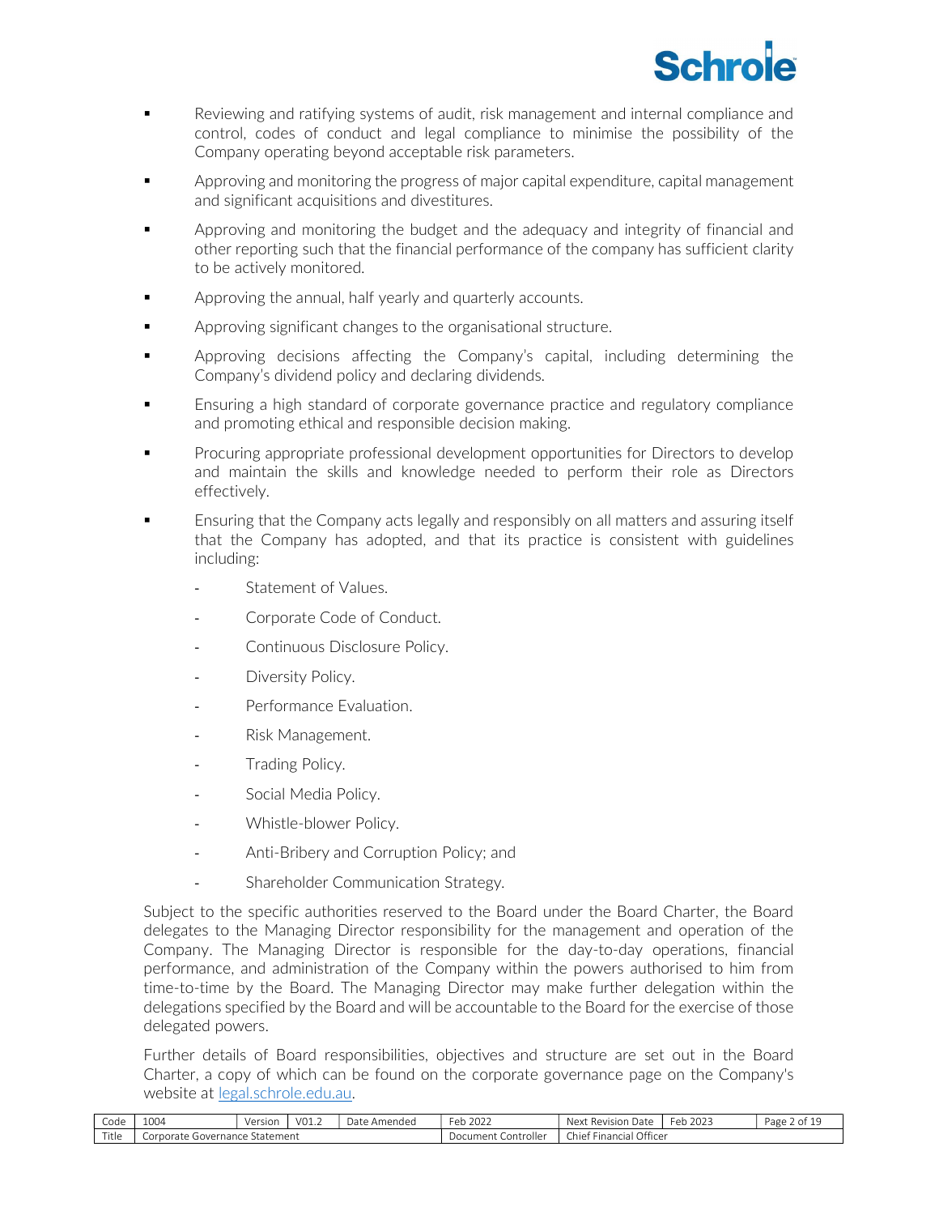- Reviewing and ratifying systems of audit, risk management and internal compliance and control, codes of conduct and legal compliance to minimise the possibility of the Company operating beyond acceptable risk parameters.
- Approving and monitoring the progress of major capital expenditure, capital management and significant acquisitions and divestitures.
- Approving and monitoring the budget and the adequacy and integrity of financial and other reporting such that the financial performance of the company has sufficient clarity to be actively monitored.
- Approving the annual, half yearly and quarterly accounts.
- Approving significant changes to the organisational structure.
- Approving decisions affecting the Company's capital, including determining the Company's dividend policy and declaring dividends.
- Ensuring a high standard of corporate governance practice and regulatory compliance and promoting ethical and responsible decision making.
- Procuring appropriate professional development opportunities for Directors to develop and maintain the skills and knowledge needed to perform their role as Directors effectively.
- Ensuring that the Company acts legally and responsibly on all matters and assuring itself that the Company has adopted, and that its practice is consistent with guidelines including:
  - Statement of Values.
  - Corporate Code of Conduct.
  - Continuous Disclosure Policy.
  - Diversity Policy.
  - Performance Evaluation.
  - Risk Management.
  - Trading Policy.
  - Social Media Policy.
  - Whistle-blower Policy.
  - Anti-Bribery and Corruption Policy; and
  - Shareholder Communication Strategy.

Subject to the specific authorities reserved to the Board under the Board Charter, the Board delegates to the Managing Director responsibility for the management and operation of the Company. The Managing Director is responsible for the day-to-day operations, financial performance, and administration of the Company within the powers authorised to him from time-to-time by the Board. The Managing Director may make further delegation within the delegations specified by the Board and will be accountable to the Board for the exercise of those delegated powers.

Further details of Board responsibilities, objectives and structure are set out in the Board Charter, a copy of which can be found on the corporate governance page on the Company's website at legal.schrole.edu.au.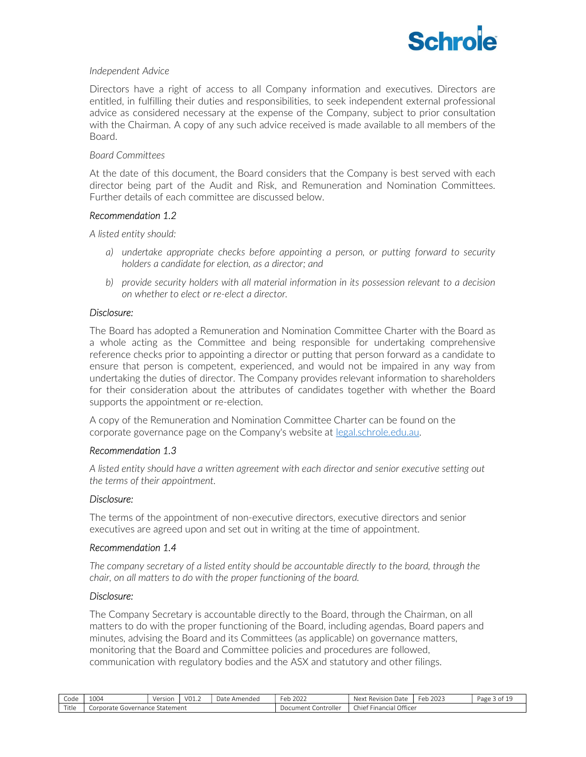*Independent Advice*

Directors have a right of access to all Company information and executives. Directors are entitled, in fulfilling their duties and responsibilities, to seek independent external professional advice as considered necessary at the expense of the Company, subject to prior consultation with the Chairman. A copy of any such advice received is made available to all members of the Board.

*Board Committees*

At the date of this document, the Board considers that the Company is best served with each director being part of the Audit and Risk, and Remuneration and Nomination Committees. Further details of each committee are discussed below.

### *Recommendation 1.2*

*A listed entity should:*

- *a) undertake appropriate checks before appointing a person, or putting forward to security holders a candidate for election, as a director; and*
- *b) provide security holders with all material information in its possession relevant to a decision on whether to elect or re-elect a director.*

*Disclosure:*

The Board has adopted a Remuneration and Nomination Committee Charter with the Board as a whole acting as the Committee and being responsible for undertaking comprehensive reference checks prior to appointing a director or putting that person forward as a candidate to ensure that person is competent, experienced, and would not be impaired in any way from undertaking the duties of director. The Company provides relevant information to shareholders for their consideration about the attributes of candidates together with whether the Board supports the appointment or re-election.

A copy of the Remuneration and Nomination Committee Charter can be found on the corporate governance page on the Company's website at legal.schrole.edu.au.

### *Recommendation 1.3*

*A listed entity should have a written agreement with each director and senior executive setting out the terms of their appointment.*

*Disclosure:*

The terms of the appointment of non-executive directors, executive directors and senior executives are agreed upon and set out in writing at the time of appointment.

### *Recommendation 1.4*

*The company secretary of a listed entity should be accountable directly to the board, through the chair, on all matters to do with the proper functioning of the board.*

*Disclosure:*

The Company Secretary is accountable directly to the Board, through the Chairman, on all matters to do with the proper functioning of the Board, including agendas, Board papers and minutes, advising the Board and its Committees (as applicable) on governance matters, monitoring that the Board and Committee policies and procedures are followed, communication with regulatory bodies and the ASX and statutory and other filings.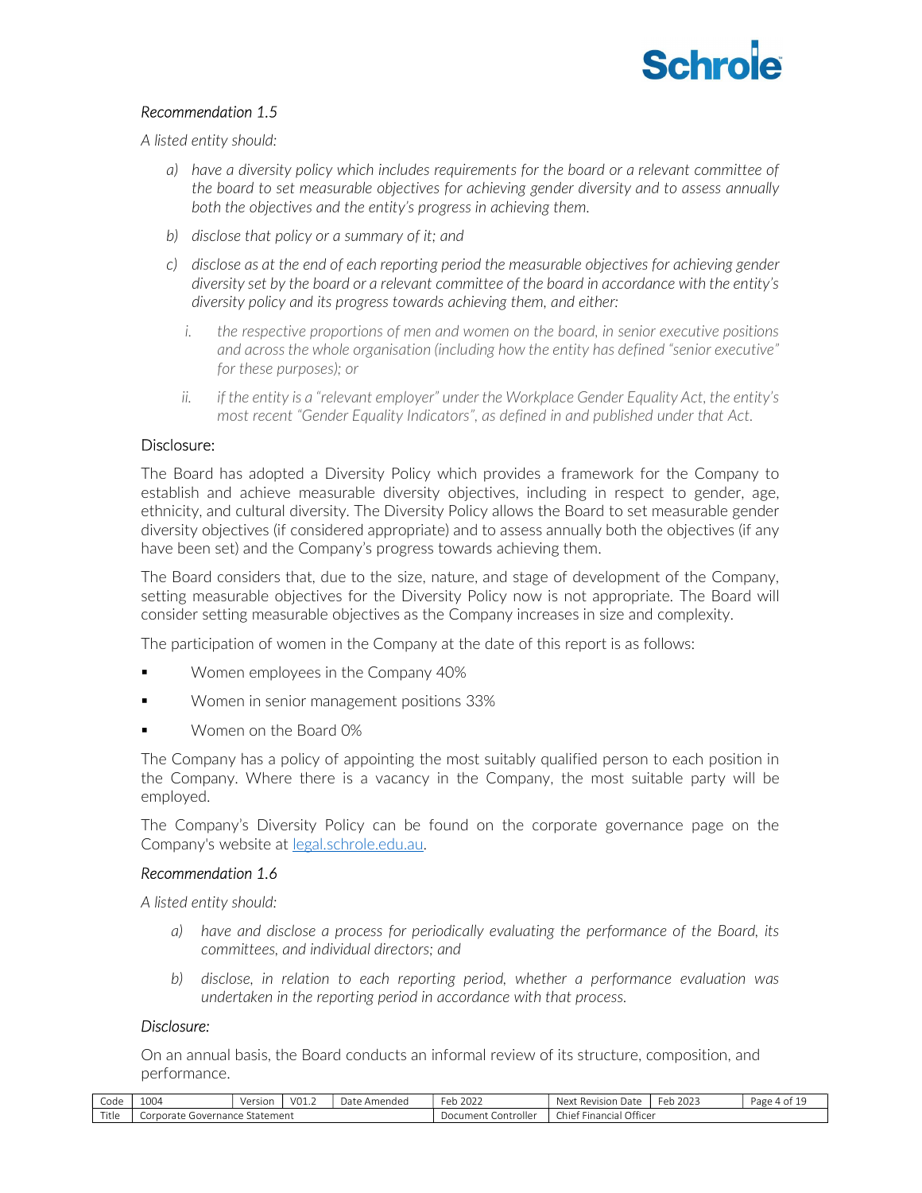*Recommendation 1.5*

*A listed entity should:*

- *a) have a diversity policy which includes requirements for the board or a relevant committee of the board to set measurable objectives for achieving gender diversity and to assess annually both the objectives and the entity's progress in achieving them.*
- *b) disclose that policy or a summary of it; and*
- *c) disclose as at the end of each reporting period the measurable objectives for achieving gender diversity set by the board or a relevant committee of the board in accordance with the entity's diversity policy and its progress towards achieving them, and either:*
  - *i. the respective proportions of men and women on the board, in senior executive positions and across the whole organisation (including how the entity has defined "senior executive" for these purposes); or*
  - *ii. if the entity is a "relevant employer" under the Workplace Gender Equality Act, the entity's most recent "Gender Equality Indicators", as defined in and published under that Act.*

Disclosure:

The Board has adopted a Diversity Policy which provides a framework for the Company to establish and achieve measurable diversity objectives, including in respect to gender, age, ethnicity, and cultural diversity. The Diversity Policy allows the Board to set measurable gender diversity objectives (if considered appropriate) and to assess annually both the objectives (if any have been set) and the Company's progress towards achieving them.

The Board considers that, due to the size, nature, and stage of development of the Company, setting measurable objectives for the Diversity Policy now is not appropriate. The Board will consider setting measurable objectives as the Company increases in size and complexity.

The participation of women in the Company at the date of this report is as follows:

- Women employees in the Company 40%
- Women in senior management positions 33%
- Women on the Board 0%

The Company has a policy of appointing the most suitably qualified person to each position in the Company. Where there is a vacancy in the Company, the most suitable party will be employed.

The Company's Diversity Policy can be found on the corporate governance page on the Company's website at legal.schrole.edu.au.

*Recommendation 1.6*

*A listed entity should:*

- *a) have and disclose a process for periodically evaluating the performance of the Board, its committees, and individual directors; and*
- *b) disclose, in relation to each reporting period, whether a performance evaluation was undertaken in the reporting period in accordance with that process.*

*Disclosure:*

On an annual basis, the Board conducts an informal review of its structure, composition, and performance.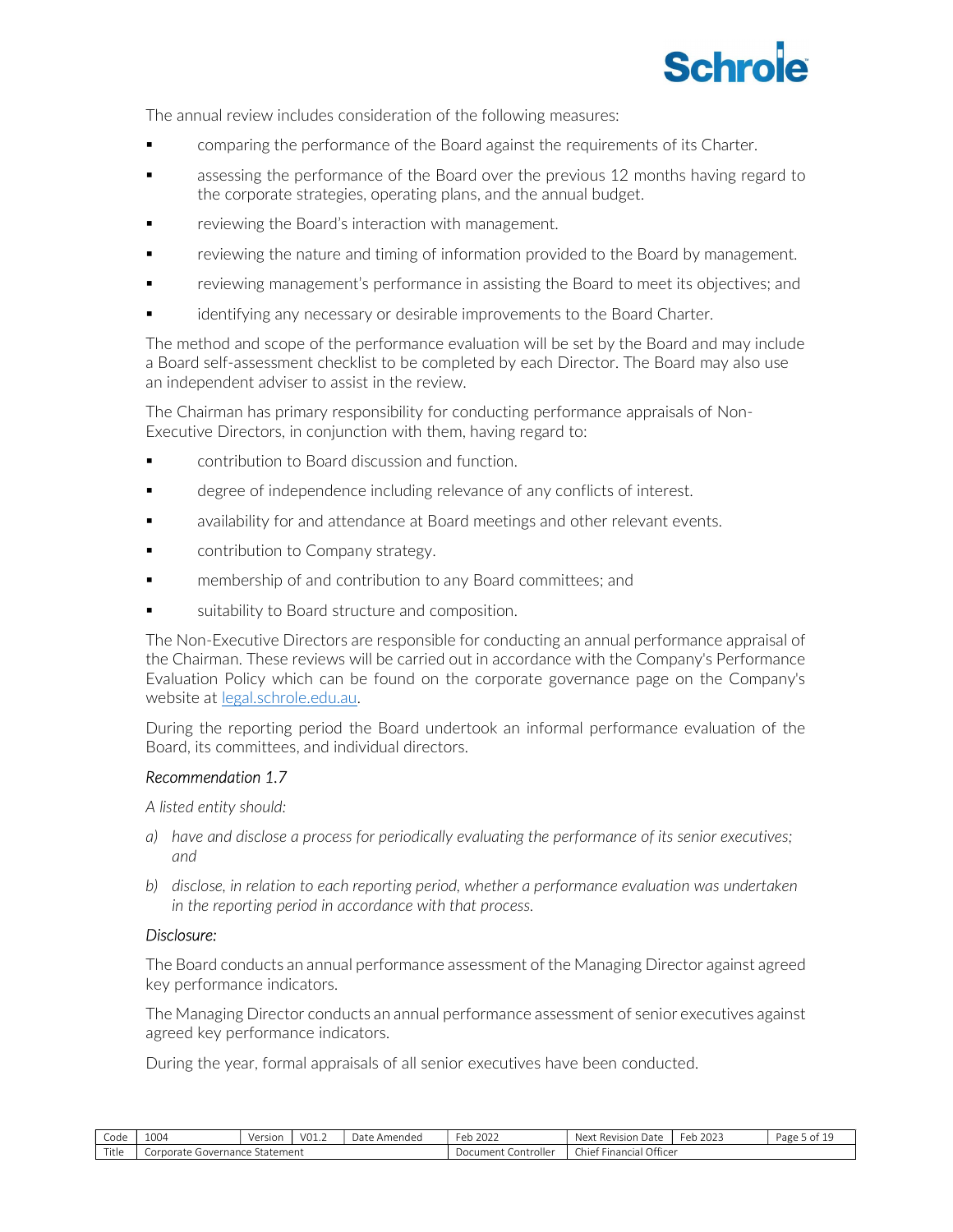The annual review includes consideration of the following measures:

- comparing the performance of the Board against the requirements of its Charter.
- assessing the performance of the Board over the previous 12 months having regard to the corporate strategies, operating plans, and the annual budget.
- reviewing the Board's interaction with management.
- reviewing the nature and timing of information provided to the Board by management.
- reviewing management's performance in assisting the Board to meet its objectives; and
- identifying any necessary or desirable improvements to the Board Charter.

The method and scope of the performance evaluation will be set by the Board and may include a Board self-assessment checklist to be completed by each Director. The Board may also use an independent adviser to assist in the review.

The Chairman has primary responsibility for conducting performance appraisals of Non-Executive Directors, in conjunction with them, having regard to:

- contribution to Board discussion and function.
- degree of independence including relevance of any conflicts of interest.
- availability for and attendance at Board meetings and other relevant events.
- contribution to Company strategy.
- membership of and contribution to any Board committees; and
- suitability to Board structure and composition.

The Non-Executive Directors are responsible for conducting an annual performance appraisal of the Chairman. These reviews will be carried out in accordance with the Company's Performance Evaluation Policy which can be found on the corporate governance page on the Company's website at legal.schrole.edu.au.

During the reporting period the Board undertook an informal performance evaluation of the Board, its committees, and individual directors.

*Recommendation 1.7*

*A listed entity should:*

*a) have and disclose a process for periodically evaluating the performance of its senior executives; and*

*b) disclose, in relation to each reporting period, whether a performance evaluation was undertaken in the reporting period in accordance with that process.*

*Disclosure:*

The Board conducts an annual performance assessment of the Managing Director against agreed key performance indicators.

The Managing Director conducts an annual performance assessment of senior executives against agreed key performance indicators.

During the year, formal appraisals of all senior executives have been conducted.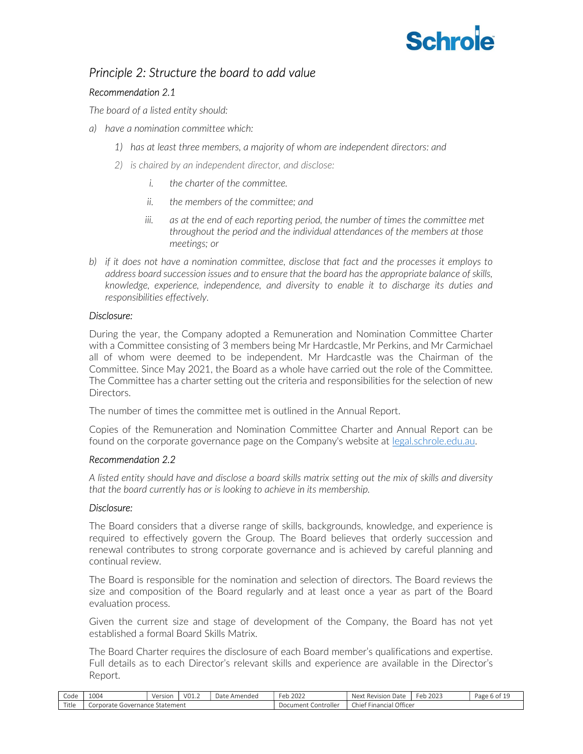## *Principle 2: Structure the board to add value*

### *Recommendation 2.1*

*The board of a listed entity should:*

a) *have a nomination committee which:*
   1) *has at least three members, a majority of whom are independent directors: and*
   2) *is chaired by an independent director, and disclose:*
      i. *the charter of the committee.*
      ii. *the members of the committee; and*
      iii. *as at the end of each reporting period, the number of times the committee met throughout the period and the individual attendances of the members at those meetings; or*

b) *if it does not have a nomination committee, disclose that fact and the processes it employs to address board succession issues and to ensure that the board has the appropriate balance of skills, knowledge, experience, independence, and diversity to enable it to discharge its duties and responsibilities effectively.*

*Disclosure:*

During the year, the Company adopted a Remuneration and Nomination Committee Charter with a Committee consisting of 3 members being Mr Hardcastle, Mr Perkins, and Mr Carmichael all of whom were deemed to be independent. Mr Hardcastle was the Chairman of the Committee. Since May 2021, the Board as a whole have carried out the role of the Committee. The Committee has a charter setting out the criteria and responsibilities for the selection of new Directors.

The number of times the committee met is outlined in the Annual Report.

Copies of the Remuneration and Nomination Committee Charter and Annual Report can be found on the corporate governance page on the Company's website at legal.schrole.edu.au.

### *Recommendation 2.2*

*A listed entity should have and disclose a board skills matrix setting out the mix of skills and diversity that the board currently has or is looking to achieve in its membership.*

*Disclosure:*

The Board considers that a diverse range of skills, backgrounds, knowledge, and experience is required to effectively govern the Group. The Board believes that orderly succession and renewal contributes to strong corporate governance and is achieved by careful planning and continual review.

The Board is responsible for the nomination and selection of directors. The Board reviews the size and composition of the Board regularly and at least once a year as part of the Board evaluation process.

Given the current size and stage of development of the Company, the Board has not yet established a formal Board Skills Matrix.

The Board Charter requires the disclosure of each Board member's qualifications and expertise. Full details as to each Director's relevant skills and experience are available in the Director's Report.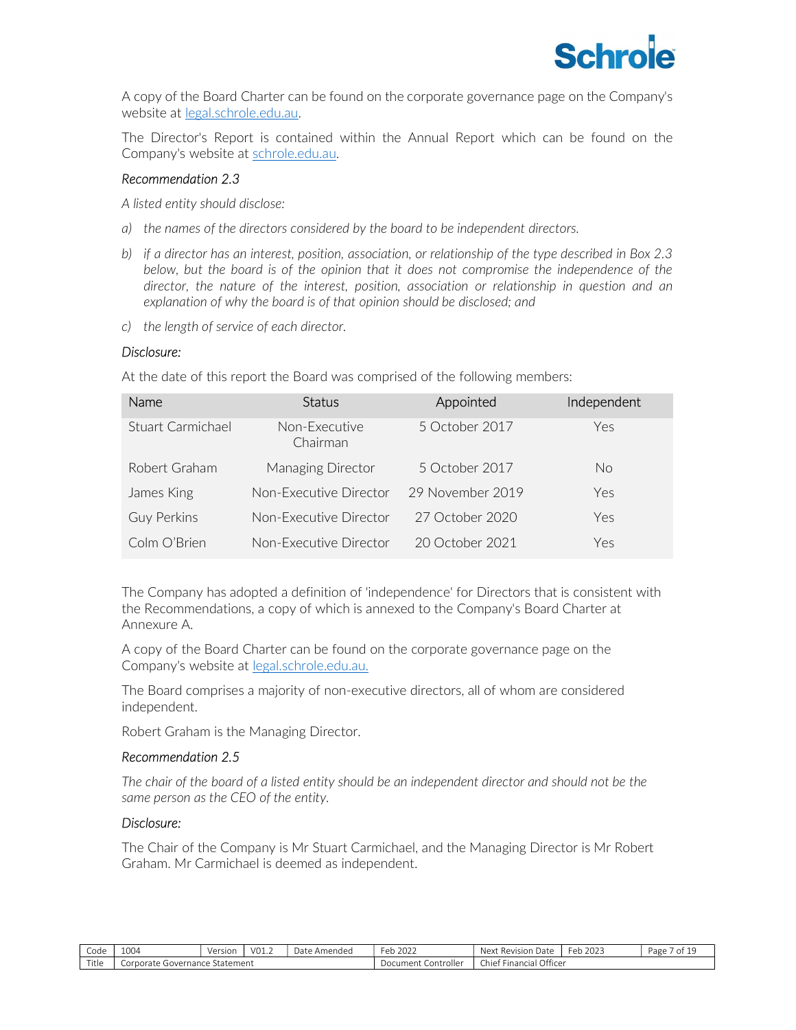A copy of the Board Charter can be found on the corporate governance page on the Company's website at [legal.schrole.edu.au](legal.schrole.edu.au).

The Director's Report is contained within the Annual Report which can be found on the Company's website at [schrole.edu.au](schrole.edu.au).

*Recommendation 2.3*

*A listed entity should disclose:*

*a) the names of the directors considered by the board to be independent directors.*

*b) if a director has an interest, position, association, or relationship of the type described in Box 2.3 below, but the board is of the opinion that it does not compromise the independence of the director, the nature of the interest, position, association or relationship in question and an explanation of why the board is of that opinion should be disclosed; and*

*c) the length of service of each director.*

*Disclosure:*

At the date of this report the Board was comprised of the following members:

| Name | Status | Appointed | Independent |
|---|---|---|---|
| Stuart Carmichael | Non-Executive Chairman | 5 October 2017 | Yes |
| Robert Graham | Managing Director | 5 October 2017 | No |
| James King | Non-Executive Director | 29 November 2019 | Yes |
| Guy Perkins | Non-Executive Director | 27 October 2020 | Yes |
| Colm O'Brien | Non-Executive Director | 20 October 2021 | Yes |

The Company has adopted a definition of 'independence' for Directors that is consistent with the Recommendations, a copy of which is annexed to the Company's Board Charter at Annexure A.

A copy of the Board Charter can be found on the corporate governance page on the Company's website at [legal.schrole.edu.au.](legal.schrole.edu.au)

The Board comprises a majority of non-executive directors, all of whom are considered independent.

Robert Graham is the Managing Director.

*Recommendation 2.5*

*The chair of the board of a listed entity should be an independent director and should not be the same person as the CEO of the entity.*

*Disclosure:*

The Chair of the Company is Mr Stuart Carmichael, and the Managing Director is Mr Robert Graham. Mr Carmichael is deemed as independent.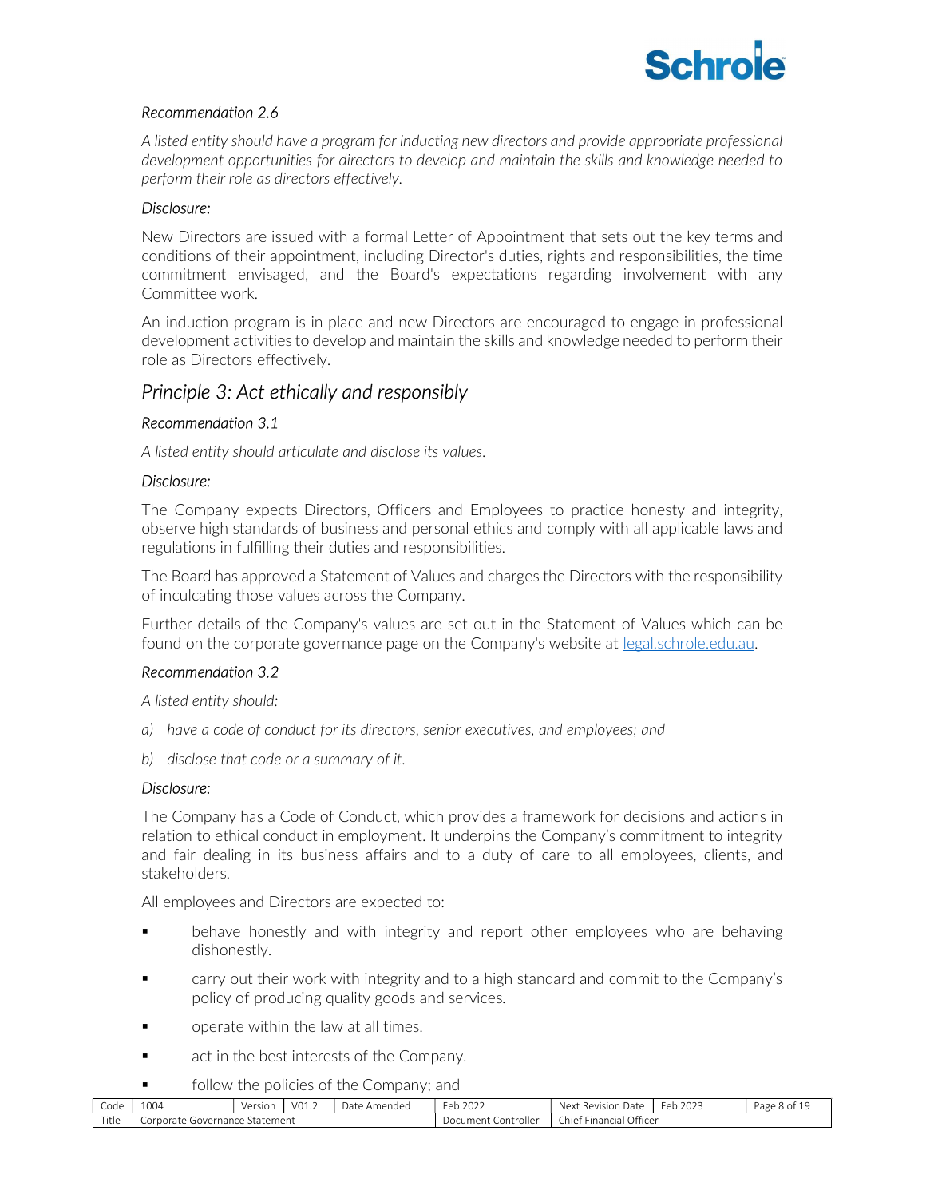*Recommendation 2.6*

*A listed entity should have a program for inducting new directors and provide appropriate professional development opportunities for directors to develop and maintain the skills and knowledge needed to perform their role as directors effectively.*

*Disclosure:*

New Directors are issued with a formal Letter of Appointment that sets out the key terms and conditions of their appointment, including Director's duties, rights and responsibilities, the time commitment envisaged, and the Board's expectations regarding involvement with any Committee work.

An induction program is in place and new Directors are encouraged to engage in professional development activities to develop and maintain the skills and knowledge needed to perform their role as Directors effectively.

## *Principle 3: Act ethically and responsibly*

*Recommendation 3.1*

*A listed entity should articulate and disclose its values.*

*Disclosure:*

The Company expects Directors, Officers and Employees to practice honesty and integrity, observe high standards of business and personal ethics and comply with all applicable laws and regulations in fulfilling their duties and responsibilities.

The Board has approved a Statement of Values and charges the Directors with the responsibility of inculcating those values across the Company.

Further details of the Company's values are set out in the Statement of Values which can be found on the corporate governance page on the Company's website at legal.schrole.edu.au.

*Recommendation 3.2*

*A listed entity should:*

*a) have a code of conduct for its directors, senior executives, and employees; and*

*b) disclose that code or a summary of it.*

*Disclosure:*

The Company has a Code of Conduct, which provides a framework for decisions and actions in relation to ethical conduct in employment. It underpins the Company's commitment to integrity and fair dealing in its business affairs and to a duty of care to all employees, clients, and stakeholders.

All employees and Directors are expected to:

- behave honestly and with integrity and report other employees who are behaving dishonestly.
- carry out their work with integrity and to a high standard and commit to the Company's policy of producing quality goods and services.
- operate within the law at all times.
- act in the best interests of the Company.
- follow the policies of the Company; and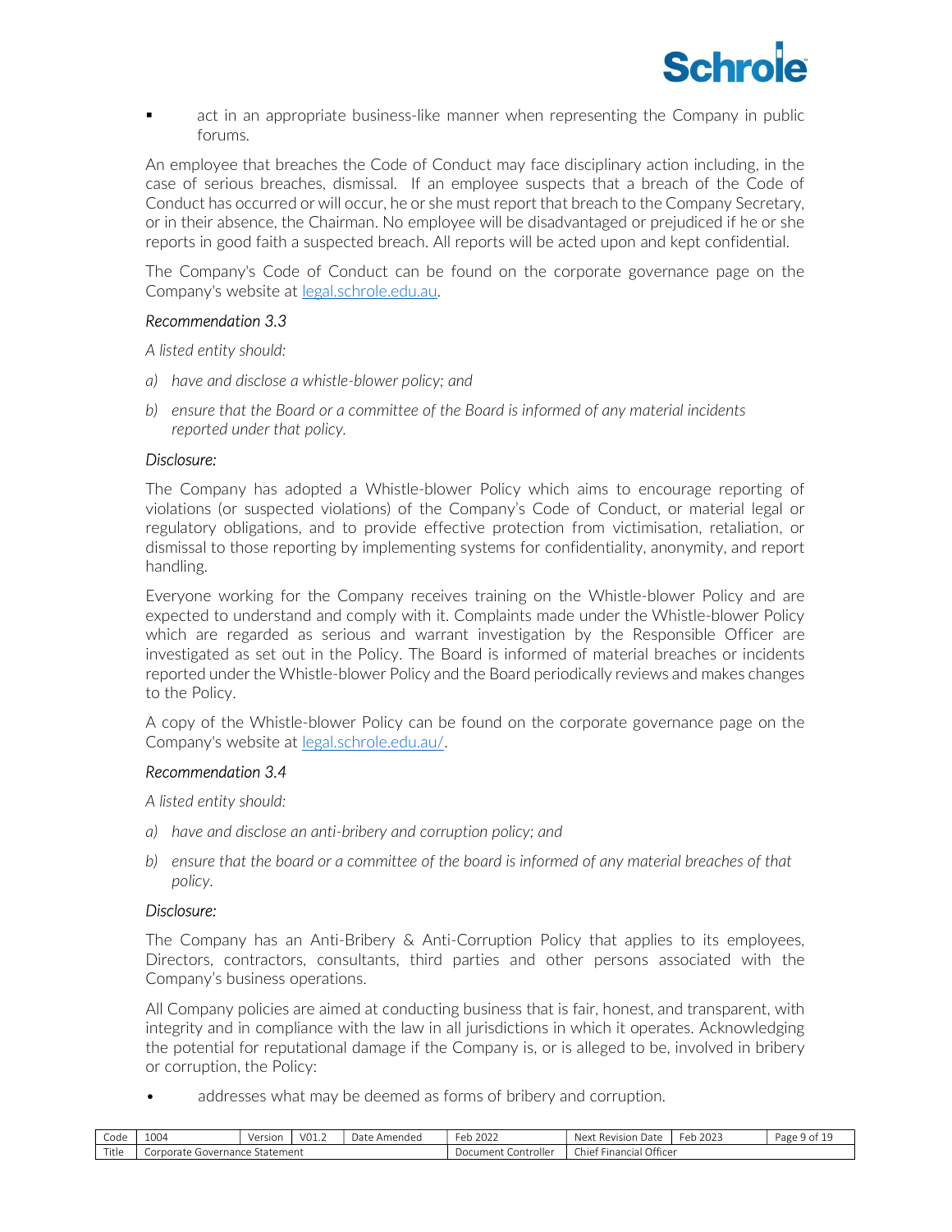- act in an appropriate business-like manner when representing the Company in public forums.

An employee that breaches the Code of Conduct may face disciplinary action including, in the case of serious breaches, dismissal. If an employee suspects that a breach of the Code of Conduct has occurred or will occur, he or she must report that breach to the Company Secretary, or in their absence, the Chairman. No employee will be disadvantaged or prejudiced if he or she reports in good faith a suspected breach. All reports will be acted upon and kept confidential.

The Company's Code of Conduct can be found on the corporate governance page on the Company's website at [legal.schrole.edu.au](legal.schrole.edu.au).

*Recommendation 3.3*

*A listed entity should:*

*a) have and disclose a whistle-blower policy; and*

*b) ensure that the Board or a committee of the Board is informed of any material incidents reported under that policy.*

*Disclosure:*

The Company has adopted a Whistle-blower Policy which aims to encourage reporting of violations (or suspected violations) of the Company's Code of Conduct, or material legal or regulatory obligations, and to provide effective protection from victimisation, retaliation, or dismissal to those reporting by implementing systems for confidentiality, anonymity, and report handling.

Everyone working for the Company receives training on the Whistle-blower Policy and are expected to understand and comply with it. Complaints made under the Whistle-blower Policy which are regarded as serious and warrant investigation by the Responsible Officer are investigated as set out in the Policy. The Board is informed of material breaches or incidents reported under the Whistle-blower Policy and the Board periodically reviews and makes changes to the Policy.

A copy of the Whistle-blower Policy can be found on the corporate governance page on the Company's website at [legal.schrole.edu.au/](legal.schrole.edu.au/).

*Recommendation 3.4*

*A listed entity should:*

*a) have and disclose an anti-bribery and corruption policy; and*

*b) ensure that the board or a committee of the board is informed of any material breaches of that policy.*

*Disclosure:*

The Company has an Anti-Bribery & Anti-Corruption Policy that applies to its employees, Directors, contractors, consultants, third parties and other persons associated with the Company's business operations.

All Company policies are aimed at conducting business that is fair, honest, and transparent, with integrity and in compliance with the law in all jurisdictions in which it operates. Acknowledging the potential for reputational damage if the Company is, or is alleged to be, involved in bribery or corruption, the Policy:

- addresses what may be deemed as forms of bribery and corruption.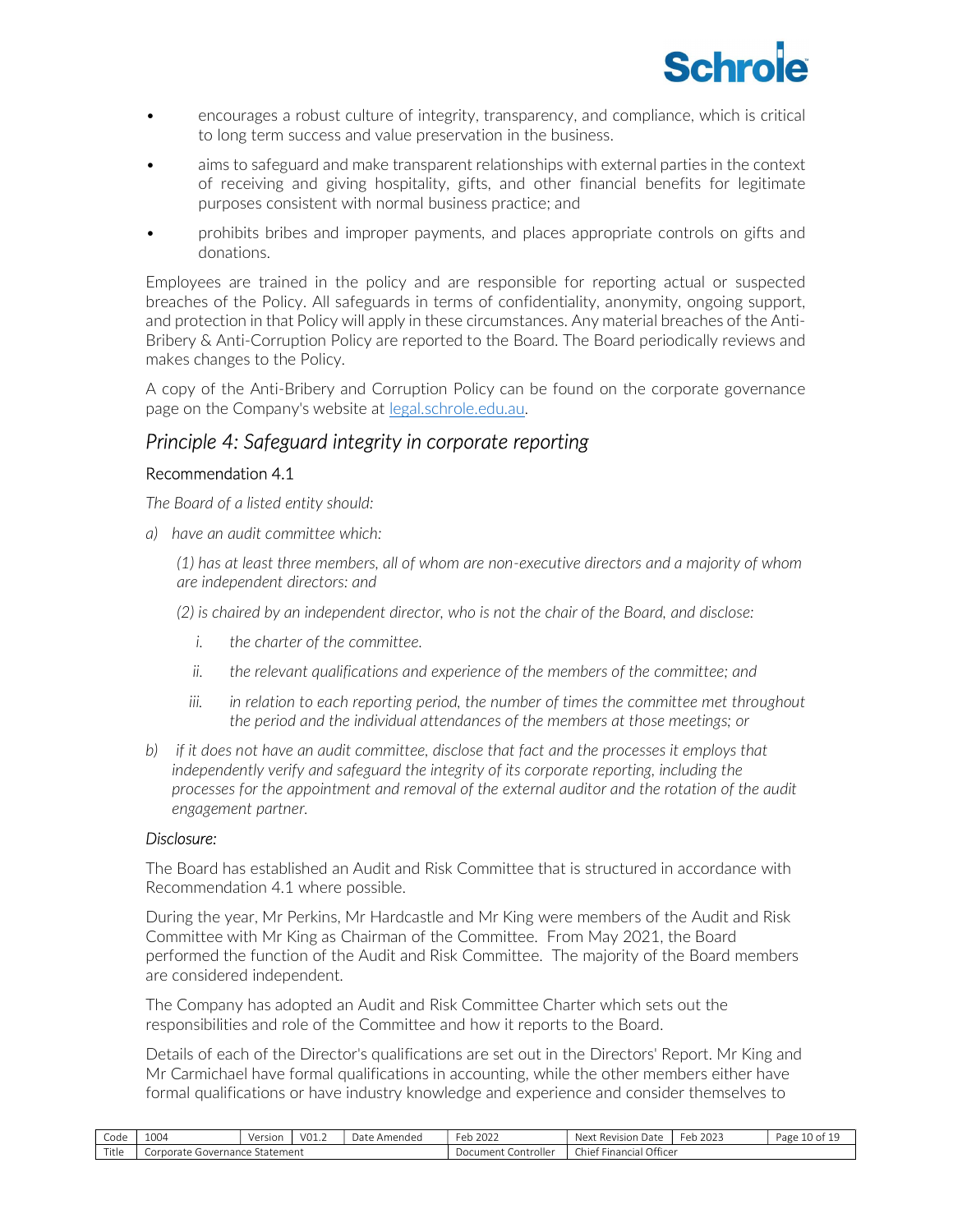- encourages a robust culture of integrity, transparency, and compliance, which is critical to long term success and value preservation in the business.
- aims to safeguard and make transparent relationships with external parties in the context of receiving and giving hospitality, gifts, and other financial benefits for legitimate purposes consistent with normal business practice; and
- prohibits bribes and improper payments, and places appropriate controls on gifts and donations.

Employees are trained in the policy and are responsible for reporting actual or suspected breaches of the Policy. All safeguards in terms of confidentiality, anonymity, ongoing support, and protection in that Policy will apply in these circumstances. Any material breaches of the Anti-Bribery & Anti-Corruption Policy are reported to the Board. The Board periodically reviews and makes changes to the Policy.

A copy of the Anti-Bribery and Corruption Policy can be found on the corporate governance page on the Company's website at legal.schrole.edu.au.

## *Principle 4: Safeguard integrity in corporate reporting*

### Recommendation 4.1

*The Board of a listed entity should:*

*a) have an audit committee which:*

*(1) has at least three members, all of whom are non-executive directors and a majority of whom are independent directors: and*

*(2) is chaired by an independent director, who is not the chair of the Board, and disclose:*

*i. the charter of the committee.*

*ii. the relevant qualifications and experience of the members of the committee; and*

*iii. in relation to each reporting period, the number of times the committee met throughout the period and the individual attendances of the members at those meetings; or*

*b) if it does not have an audit committee, disclose that fact and the processes it employs that independently verify and safeguard the integrity of its corporate reporting, including the processes for the appointment and removal of the external auditor and the rotation of the audit engagement partner.*

*Disclosure:*

The Board has established an Audit and Risk Committee that is structured in accordance with Recommendation 4.1 where possible.

During the year, Mr Perkins, Mr Hardcastle and Mr King were members of the Audit and Risk Committee with Mr King as Chairman of the Committee. From May 2021, the Board performed the function of the Audit and Risk Committee. The majority of the Board members are considered independent.

The Company has adopted an Audit and Risk Committee Charter which sets out the responsibilities and role of the Committee and how it reports to the Board.

Details of each of the Director's qualifications are set out in the Directors' Report. Mr King and Mr Carmichael have formal qualifications in accounting, while the other members either have formal qualifications or have industry knowledge and experience and consider themselves to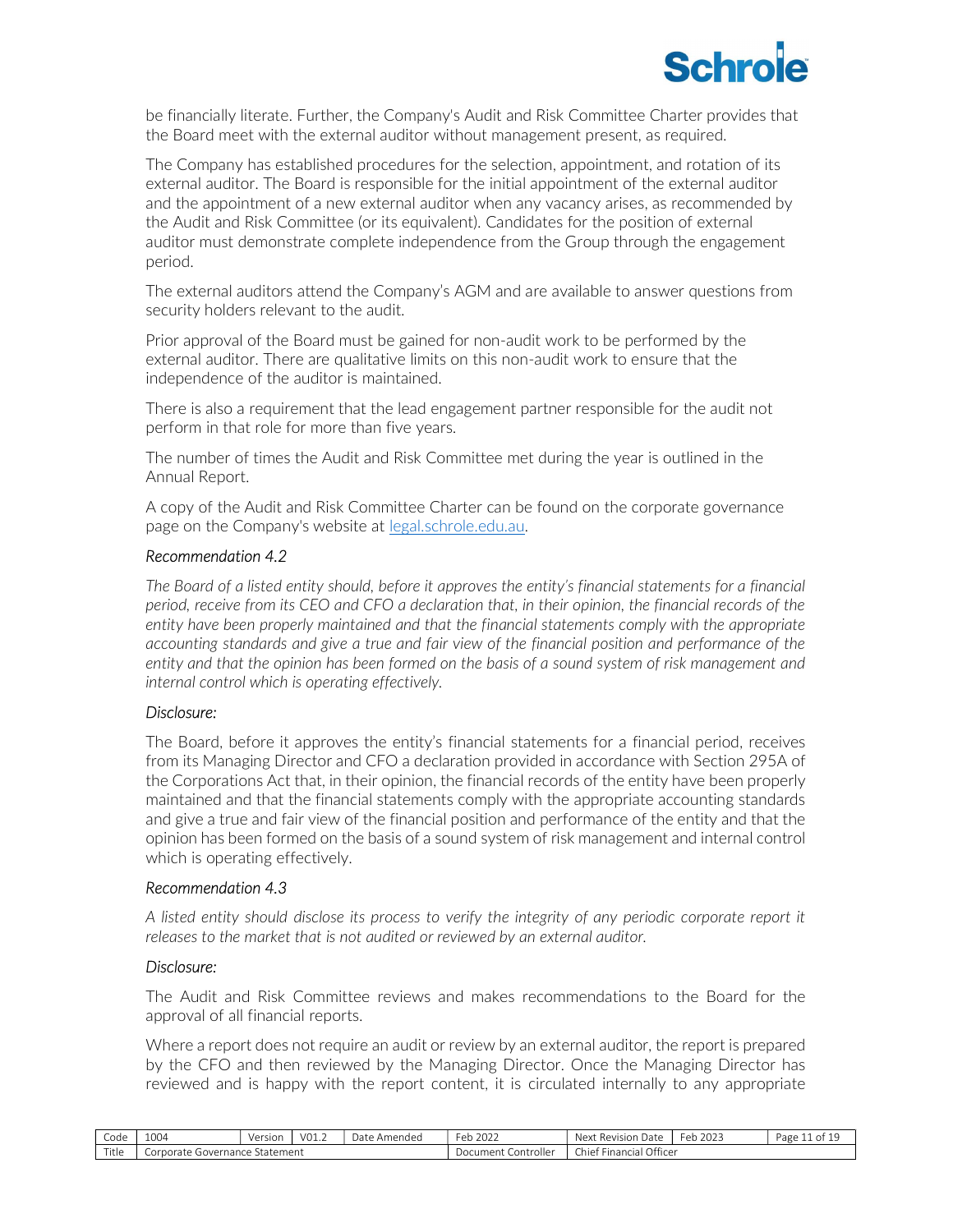be financially literate. Further, the Company's Audit and Risk Committee Charter provides that the Board meet with the external auditor without management present, as required.

The Company has established procedures for the selection, appointment, and rotation of its external auditor. The Board is responsible for the initial appointment of the external auditor and the appointment of a new external auditor when any vacancy arises, as recommended by the Audit and Risk Committee (or its equivalent). Candidates for the position of external auditor must demonstrate complete independence from the Group through the engagement period.

The external auditors attend the Company's AGM and are available to answer questions from security holders relevant to the audit.

Prior approval of the Board must be gained for non-audit work to be performed by the external auditor. There are qualitative limits on this non-audit work to ensure that the independence of the auditor is maintained.

There is also a requirement that the lead engagement partner responsible for the audit not perform in that role for more than five years.

The number of times the Audit and Risk Committee met during the year is outlined in the Annual Report.

A copy of the Audit and Risk Committee Charter can be found on the corporate governance page on the Company's website at legal.schrole.edu.au.

*Recommendation 4.2*

*The Board of a listed entity should, before it approves the entity's financial statements for a financial period, receive from its CEO and CFO a declaration that, in their opinion, the financial records of the entity have been properly maintained and that the financial statements comply with the appropriate accounting standards and give a true and fair view of the financial position and performance of the entity and that the opinion has been formed on the basis of a sound system of risk management and internal control which is operating effectively.*

*Disclosure:*

The Board, before it approves the entity's financial statements for a financial period, receives from its Managing Director and CFO a declaration provided in accordance with Section 295A of the Corporations Act that, in their opinion, the financial records of the entity have been properly maintained and that the financial statements comply with the appropriate accounting standards and give a true and fair view of the financial position and performance of the entity and that the opinion has been formed on the basis of a sound system of risk management and internal control which is operating effectively.

*Recommendation 4.3*

*A listed entity should disclose its process to verify the integrity of any periodic corporate report it releases to the market that is not audited or reviewed by an external auditor.*

*Disclosure:*

The Audit and Risk Committee reviews and makes recommendations to the Board for the approval of all financial reports.

Where a report does not require an audit or review by an external auditor, the report is prepared by the CFO and then reviewed by the Managing Director. Once the Managing Director has reviewed and is happy with the report content, it is circulated internally to any appropriate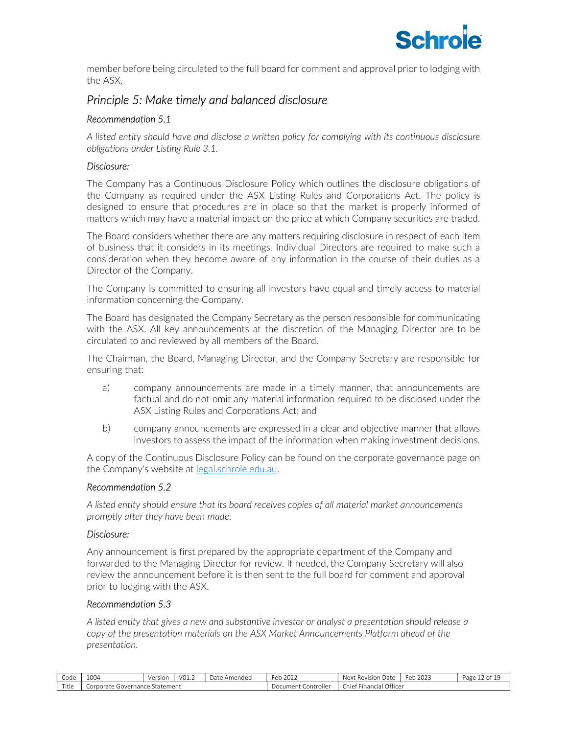member before being circulated to the full board for comment and approval prior to lodging with the ASX.

## *Principle 5: Make timely and balanced disclosure*

### *Recommendation 5.1*

*A listed entity should have and disclose a written policy for complying with its continuous disclosure obligations under Listing Rule 3.1.*

### *Disclosure:*

The Company has a Continuous Disclosure Policy which outlines the disclosure obligations of the Company as required under the ASX Listing Rules and Corporations Act. The policy is designed to ensure that procedures are in place so that the market is properly informed of matters which may have a material impact on the price at which Company securities are traded.

The Board considers whether there are any matters requiring disclosure in respect of each item of business that it considers in its meetings. Individual Directors are required to make such a consideration when they become aware of any information in the course of their duties as a Director of the Company.

The Company is committed to ensuring all investors have equal and timely access to material information concerning the Company.

The Board has designated the Company Secretary as the person responsible for communicating with the ASX. All key announcements at the discretion of the Managing Director are to be circulated to and reviewed by all members of the Board.

The Chairman, the Board, Managing Director, and the Company Secretary are responsible for ensuring that:

a) company announcements are made in a timely manner, that announcements are factual and do not omit any material information required to be disclosed under the ASX Listing Rules and Corporations Act; and

b) company announcements are expressed in a clear and objective manner that allows investors to assess the impact of the information when making investment decisions.

A copy of the Continuous Disclosure Policy can be found on the corporate governance page on the Company's website at legal.schrole.edu.au.

### *Recommendation 5.2*

*A listed entity should ensure that its board receives copies of all material market announcements promptly after they have been made.*

### *Disclosure:*

Any announcement is first prepared by the appropriate department of the Company and forwarded to the Managing Director for review. If needed, the Company Secretary will also review the announcement before it is then sent to the full board for comment and approval prior to lodging with the ASX.

### *Recommendation 5.3*

*A listed entity that gives a new and substantive investor or analyst a presentation should release a copy of the presentation materials on the ASX Market Announcements Platform ahead of the presentation.*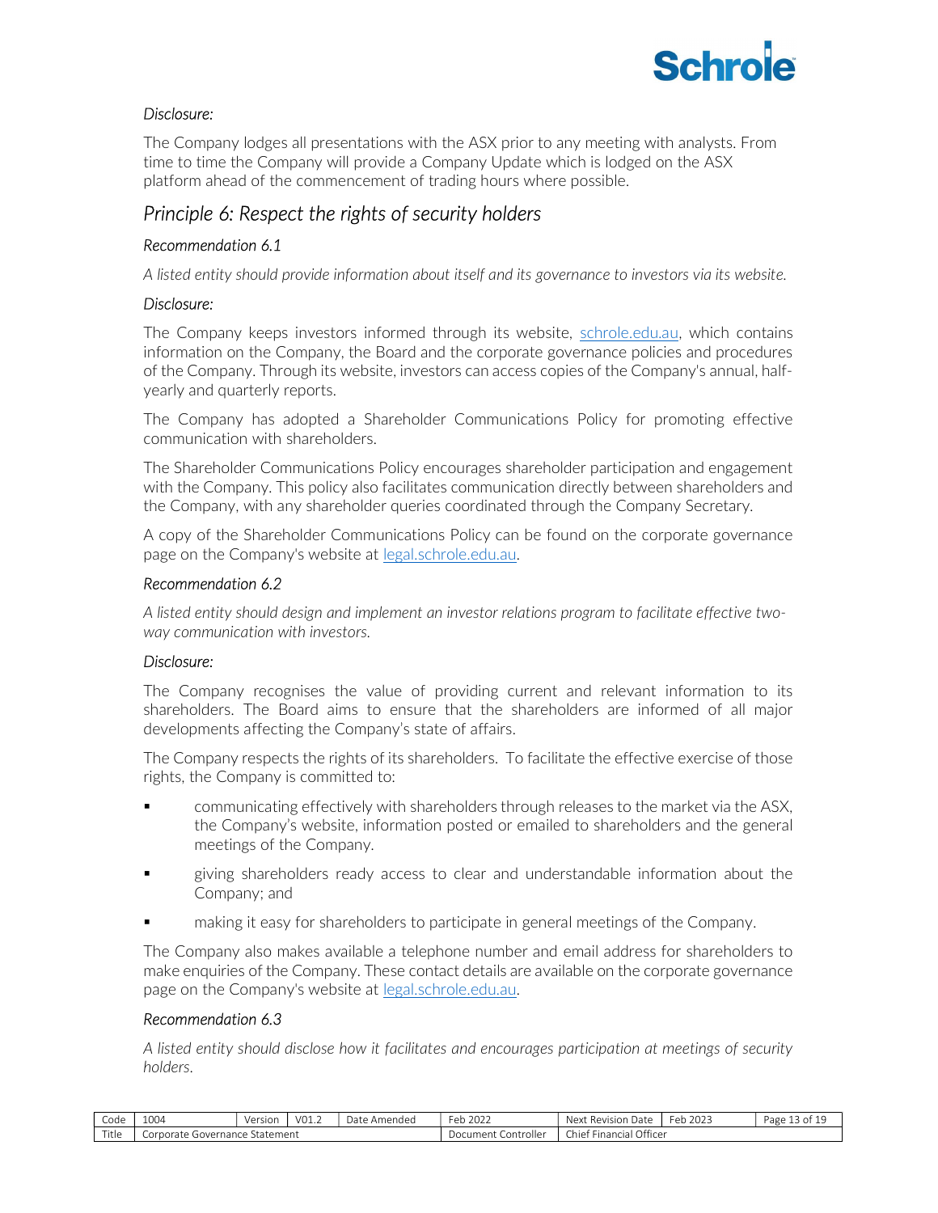*Disclosure:*

The Company lodges all presentations with the ASX prior to any meeting with analysts. From time to time the Company will provide a Company Update which is lodged on the ASX platform ahead of the commencement of trading hours where possible.

## *Principle 6: Respect the rights of security holders*

### *Recommendation 6.1*

*A listed entity should provide information about itself and its governance to investors via its website.*

*Disclosure:*

The Company keeps investors informed through its website, [schrole.edu.au](schrole.edu.au), which contains information on the Company, the Board and the corporate governance policies and procedures of the Company. Through its website, investors can access copies of the Company's annual, half-yearly and quarterly reports.

The Company has adopted a Shareholder Communications Policy for promoting effective communication with shareholders.

The Shareholder Communications Policy encourages shareholder participation and engagement with the Company. This policy also facilitates communication directly between shareholders and the Company, with any shareholder queries coordinated through the Company Secretary.

A copy of the Shareholder Communications Policy can be found on the corporate governance page on the Company's website at [legal.schrole.edu.au](legal.schrole.edu.au).

### *Recommendation 6.2*

*A listed entity should design and implement an investor relations program to facilitate effective two-way communication with investors.*

*Disclosure:*

The Company recognises the value of providing current and relevant information to its shareholders. The Board aims to ensure that the shareholders are informed of all major developments affecting the Company's state of affairs.

The Company respects the rights of its shareholders. To facilitate the effective exercise of those rights, the Company is committed to:

- communicating effectively with shareholders through releases to the market via the ASX, the Company's website, information posted or emailed to shareholders and the general meetings of the Company.
- giving shareholders ready access to clear and understandable information about the Company; and
- making it easy for shareholders to participate in general meetings of the Company.

The Company also makes available a telephone number and email address for shareholders to make enquiries of the Company. These contact details are available on the corporate governance page on the Company's website at [legal.schrole.edu.au](legal.schrole.edu.au).

### *Recommendation 6.3*

*A listed entity should disclose how it facilitates and encourages participation at meetings of security holders.*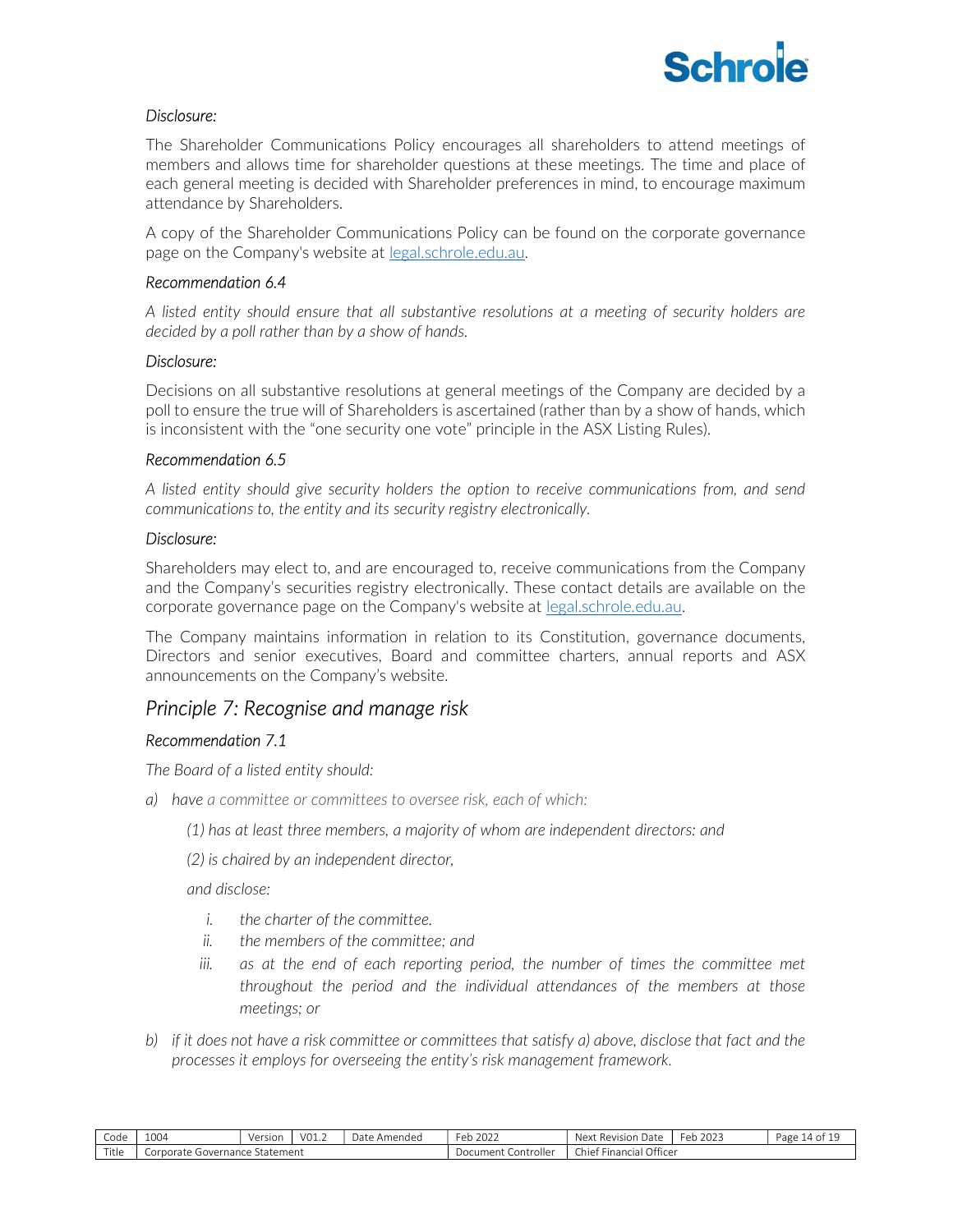*Disclosure:*

The Shareholder Communications Policy encourages all shareholders to attend meetings of members and allows time for shareholder questions at these meetings. The time and place of each general meeting is decided with Shareholder preferences in mind, to encourage maximum attendance by Shareholders.

A copy of the Shareholder Communications Policy can be found on the corporate governance page on the Company's website at legal.schrole.edu.au.

*Recommendation 6.4*

*A listed entity should ensure that all substantive resolutions at a meeting of security holders are decided by a poll rather than by a show of hands.*

*Disclosure:*

Decisions on all substantive resolutions at general meetings of the Company are decided by a poll to ensure the true will of Shareholders is ascertained (rather than by a show of hands, which is inconsistent with the "one security one vote" principle in the ASX Listing Rules).

*Recommendation 6.5*

*A listed entity should give security holders the option to receive communications from, and send communications to, the entity and its security registry electronically.*

*Disclosure:*

Shareholders may elect to, and are encouraged to, receive communications from the Company and the Company's securities registry electronically. These contact details are available on the corporate governance page on the Company's website at legal.schrole.edu.au.

The Company maintains information in relation to its Constitution, governance documents, Directors and senior executives, Board and committee charters, annual reports and ASX announcements on the Company's website.

## *Principle 7: Recognise and manage risk*

*Recommendation 7.1*

*The Board of a listed entity should:*

a) *have a committee or committees to oversee risk, each of which:*

   *(1) has at least three members, a majority of whom are independent directors: and*

   *(2) is chaired by an independent director,*

   *and disclose:*

   i. *the charter of the committee.*
   ii. *the members of the committee; and*
   iii. *as at the end of each reporting period, the number of times the committee met throughout the period and the individual attendances of the members at those meetings; or*

b) *if it does not have a risk committee or committees that satisfy a) above, disclose that fact and the processes it employs for overseeing the entity's risk management framework.*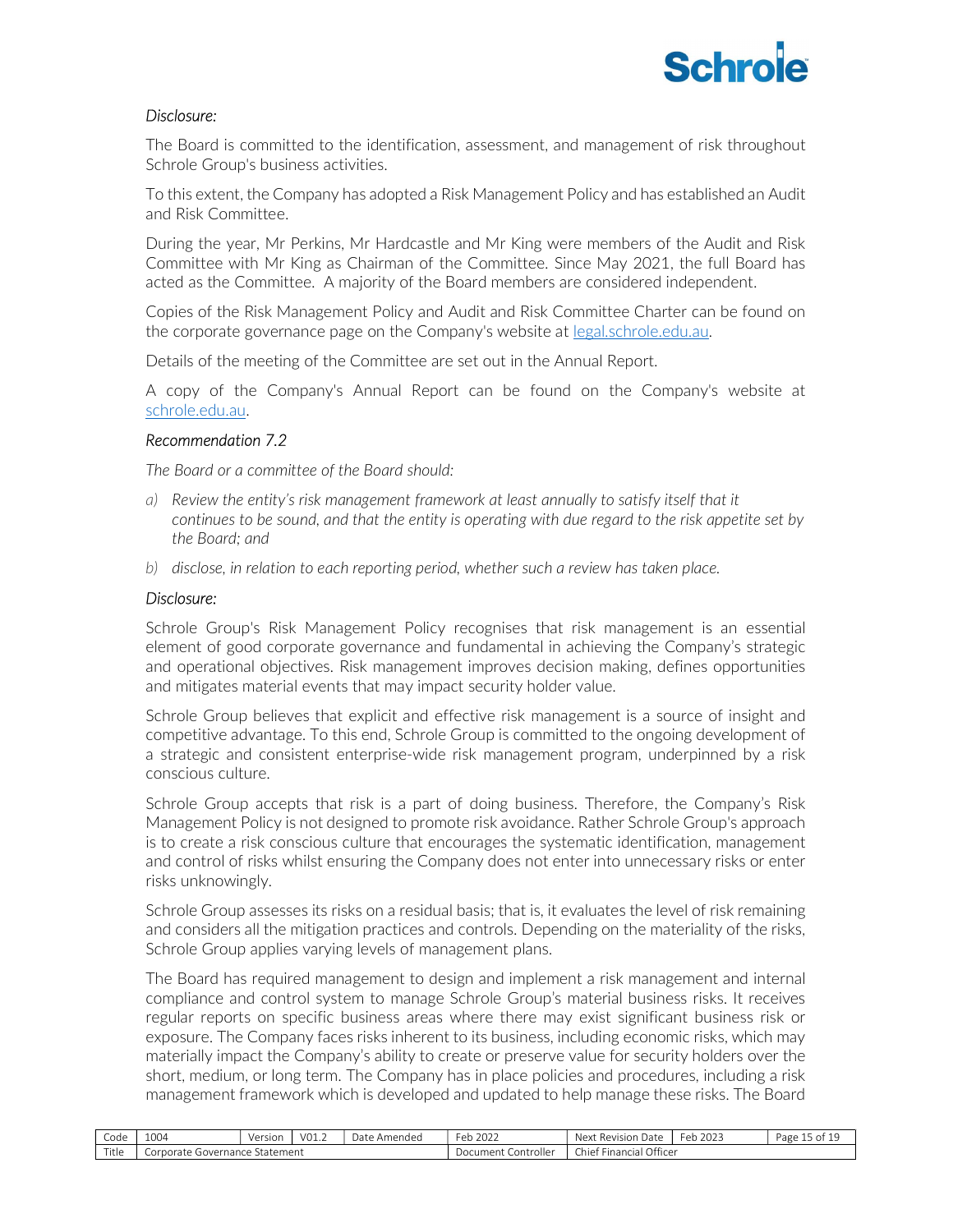*Disclosure:*

The Board is committed to the identification, assessment, and management of risk throughout Schrole Group's business activities.

To this extent, the Company has adopted a Risk Management Policy and has established an Audit and Risk Committee.

During the year, Mr Perkins, Mr Hardcastle and Mr King were members of the Audit and Risk Committee with Mr King as Chairman of the Committee. Since May 2021, the full Board has acted as the Committee. A majority of the Board members are considered independent.

Copies of the Risk Management Policy and Audit and Risk Committee Charter can be found on the corporate governance page on the Company's website at [legal.schrole.edu.au](legal.schrole.edu.au).

Details of the meeting of the Committee are set out in the Annual Report.

A copy of the Company's Annual Report can be found on the Company's website at [schrole.edu.au](schrole.edu.au).

*Recommendation 7.2*

*The Board or a committee of the Board should:*

a) *Review the entity's risk management framework at least annually to satisfy itself that it continues to be sound, and that the entity is operating with due regard to the risk appetite set by the Board; and*

b) *disclose, in relation to each reporting period, whether such a review has taken place.*

*Disclosure:*

Schrole Group's Risk Management Policy recognises that risk management is an essential element of good corporate governance and fundamental in achieving the Company's strategic and operational objectives. Risk management improves decision making, defines opportunities and mitigates material events that may impact security holder value.

Schrole Group believes that explicit and effective risk management is a source of insight and competitive advantage. To this end, Schrole Group is committed to the ongoing development of a strategic and consistent enterprise-wide risk management program, underpinned by a risk conscious culture.

Schrole Group accepts that risk is a part of doing business. Therefore, the Company's Risk Management Policy is not designed to promote risk avoidance. Rather Schrole Group's approach is to create a risk conscious culture that encourages the systematic identification, management and control of risks whilst ensuring the Company does not enter into unnecessary risks or enter risks unknowingly.

Schrole Group assesses its risks on a residual basis; that is, it evaluates the level of risk remaining and considers all the mitigation practices and controls. Depending on the materiality of the risks, Schrole Group applies varying levels of management plans.

The Board has required management to design and implement a risk management and internal compliance and control system to manage Schrole Group's material business risks. It receives regular reports on specific business areas where there may exist significant business risk or exposure. The Company faces risks inherent to its business, including economic risks, which may materially impact the Company's ability to create or preserve value for security holders over the short, medium, or long term. The Company has in place policies and procedures, including a risk management framework which is developed and updated to help manage these risks. The Board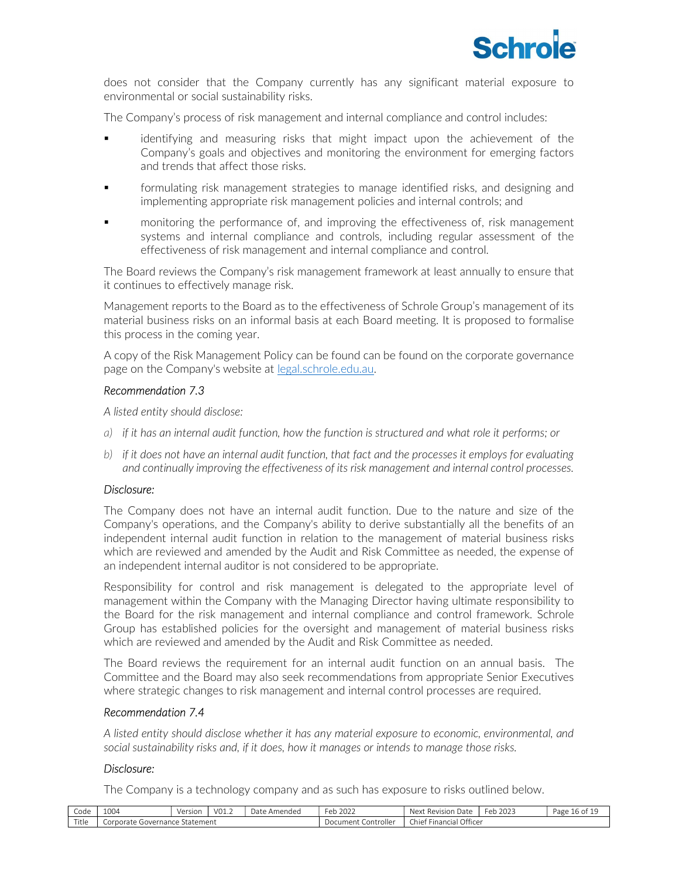does not consider that the Company currently has any significant material exposure to environmental or social sustainability risks.

The Company's process of risk management and internal compliance and control includes:

- identifying and measuring risks that might impact upon the achievement of the Company's goals and objectives and monitoring the environment for emerging factors and trends that affect those risks.
- formulating risk management strategies to manage identified risks, and designing and implementing appropriate risk management policies and internal controls; and
- monitoring the performance of, and improving the effectiveness of, risk management systems and internal compliance and controls, including regular assessment of the effectiveness of risk management and internal compliance and control.

The Board reviews the Company's risk management framework at least annually to ensure that it continues to effectively manage risk.

Management reports to the Board as to the effectiveness of Schrole Group's management of its material business risks on an informal basis at each Board meeting. It is proposed to formalise this process in the coming year.

A copy of the Risk Management Policy can be found can be found on the corporate governance page on the Company's website at legal.schrole.edu.au.

*Recommendation 7.3*

*A listed entity should disclose:*

*a) if it has an internal audit function, how the function is structured and what role it performs; or*

*b) if it does not have an internal audit function, that fact and the processes it employs for evaluating and continually improving the effectiveness of its risk management and internal control processes.*

*Disclosure:*

The Company does not have an internal audit function. Due to the nature and size of the Company's operations, and the Company's ability to derive substantially all the benefits of an independent internal audit function in relation to the management of material business risks which are reviewed and amended by the Audit and Risk Committee as needed, the expense of an independent internal auditor is not considered to be appropriate.

Responsibility for control and risk management is delegated to the appropriate level of management within the Company with the Managing Director having ultimate responsibility to the Board for the risk management and internal compliance and control framework. Schrole Group has established policies for the oversight and management of material business risks which are reviewed and amended by the Audit and Risk Committee as needed.

The Board reviews the requirement for an internal audit function on an annual basis. The Committee and the Board may also seek recommendations from appropriate Senior Executives where strategic changes to risk management and internal control processes are required.

*Recommendation 7.4*

*A listed entity should disclose whether it has any material exposure to economic, environmental, and social sustainability risks and, if it does, how it manages or intends to manage those risks.*

*Disclosure:*

The Company is a technology company and as such has exposure to risks outlined below.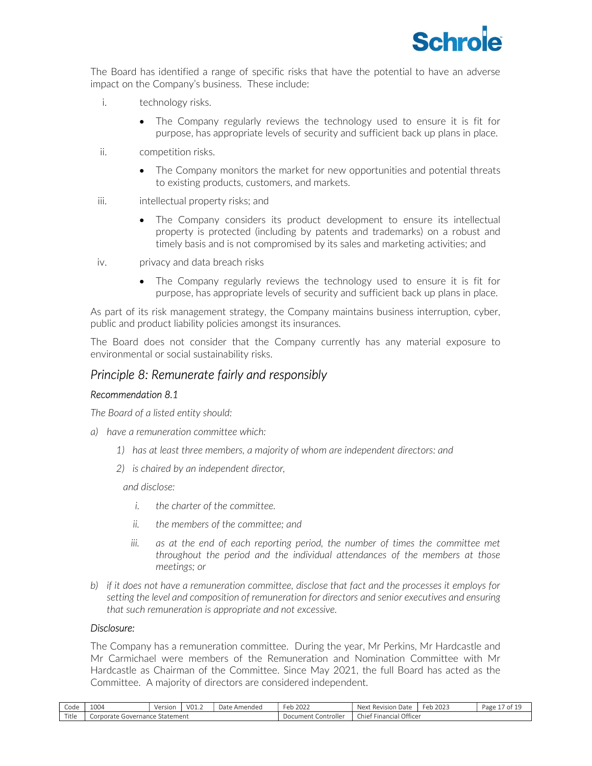The Board has identified a range of specific risks that have the potential to have an adverse impact on the Company's business. These include:

i. technology risks.
   - The Company regularly reviews the technology used to ensure it is fit for purpose, has appropriate levels of security and sufficient back up plans in place.

ii. competition risks.
   - The Company monitors the market for new opportunities and potential threats to existing products, customers, and markets.

iii. intellectual property risks; and
   - The Company considers its product development to ensure its intellectual property is protected (including by patents and trademarks) on a robust and timely basis and is not compromised by its sales and marketing activities; and

iv. privacy and data breach risks
   - The Company regularly reviews the technology used to ensure it is fit for purpose, has appropriate levels of security and sufficient back up plans in place.

As part of its risk management strategy, the Company maintains business interruption, cyber, public and product liability policies amongst its insurances.

The Board does not consider that the Company currently has any material exposure to environmental or social sustainability risks.

## *Principle 8: Remunerate fairly and responsibly*

### *Recommendation 8.1*

*The Board of a listed entity should:*

*a) have a remuneration committee which:*

   *1) has at least three members, a majority of whom are independent directors: and*

   *2) is chaired by an independent director,*

   *and disclose:*

   *i. the charter of the committee.*

   *ii. the members of the committee; and*

   *iii. as at the end of each reporting period, the number of times the committee met throughout the period and the individual attendances of the members at those meetings; or*

*b) if it does not have a remuneration committee, disclose that fact and the processes it employs for setting the level and composition of remuneration for directors and senior executives and ensuring that such remuneration is appropriate and not excessive.*

### *Disclosure:*

The Company has a remuneration committee. During the year, Mr Perkins, Mr Hardcastle and Mr Carmichael were members of the Remuneration and Nomination Committee with Mr Hardcastle as Chairman of the Committee. Since May 2021, the full Board has acted as the Committee. A majority of directors are considered independent.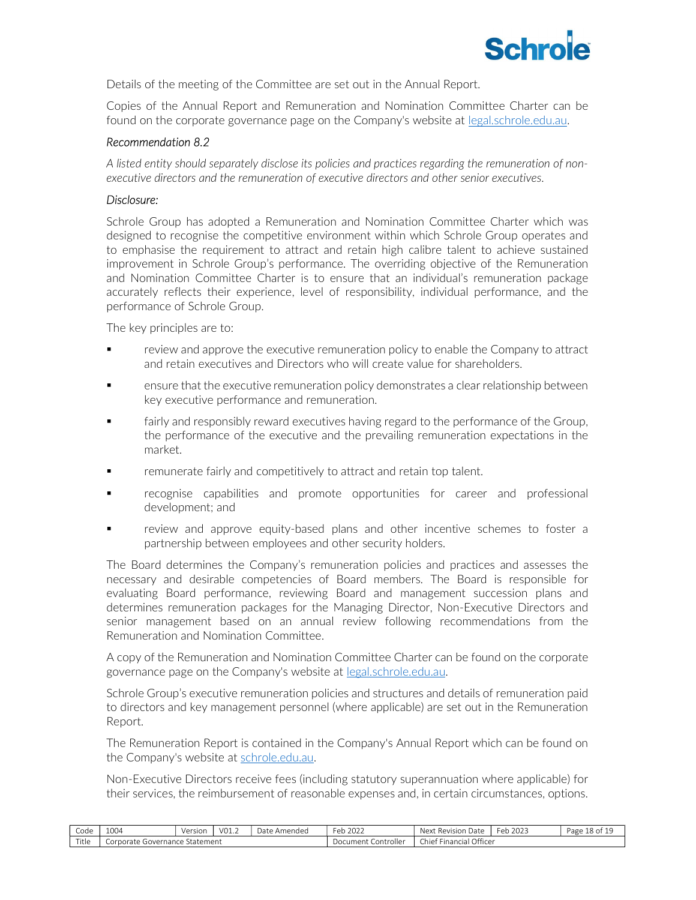Details of the meeting of the Committee are set out in the Annual Report.

Copies of the Annual Report and Remuneration and Nomination Committee Charter can be found on the corporate governance page on the Company's website at [legal.schrole.edu.au](legal.schrole.edu.au).

*Recommendation 8.2*

*A listed entity should separately disclose its policies and practices regarding the remuneration of non-executive directors and the remuneration of executive directors and other senior executives.*

*Disclosure:*

Schrole Group has adopted a Remuneration and Nomination Committee Charter which was designed to recognise the competitive environment within which Schrole Group operates and to emphasise the requirement to attract and retain high calibre talent to achieve sustained improvement in Schrole Group's performance. The overriding objective of the Remuneration and Nomination Committee Charter is to ensure that an individual's remuneration package accurately reflects their experience, level of responsibility, individual performance, and the performance of Schrole Group.

The key principles are to:

- review and approve the executive remuneration policy to enable the Company to attract and retain executives and Directors who will create value for shareholders.
- ensure that the executive remuneration policy demonstrates a clear relationship between key executive performance and remuneration.
- fairly and responsibly reward executives having regard to the performance of the Group, the performance of the executive and the prevailing remuneration expectations in the market.
- remunerate fairly and competitively to attract and retain top talent.
- recognise capabilities and promote opportunities for career and professional development; and
- review and approve equity-based plans and other incentive schemes to foster a partnership between employees and other security holders.

The Board determines the Company's remuneration policies and practices and assesses the necessary and desirable competencies of Board members. The Board is responsible for evaluating Board performance, reviewing Board and management succession plans and determines remuneration packages for the Managing Director, Non-Executive Directors and senior management based on an annual review following recommendations from the Remuneration and Nomination Committee.

A copy of the Remuneration and Nomination Committee Charter can be found on the corporate governance page on the Company's website at [legal.schrole.edu.au](legal.schrole.edu.au).

Schrole Group's executive remuneration policies and structures and details of remuneration paid to directors and key management personnel (where applicable) are set out in the Remuneration Report.

The Remuneration Report is contained in the Company's Annual Report which can be found on the Company's website at [schrole.edu.au](schrole.edu.au).

Non-Executive Directors receive fees (including statutory superannuation where applicable) for their services, the reimbursement of reasonable expenses and, in certain circumstances, options.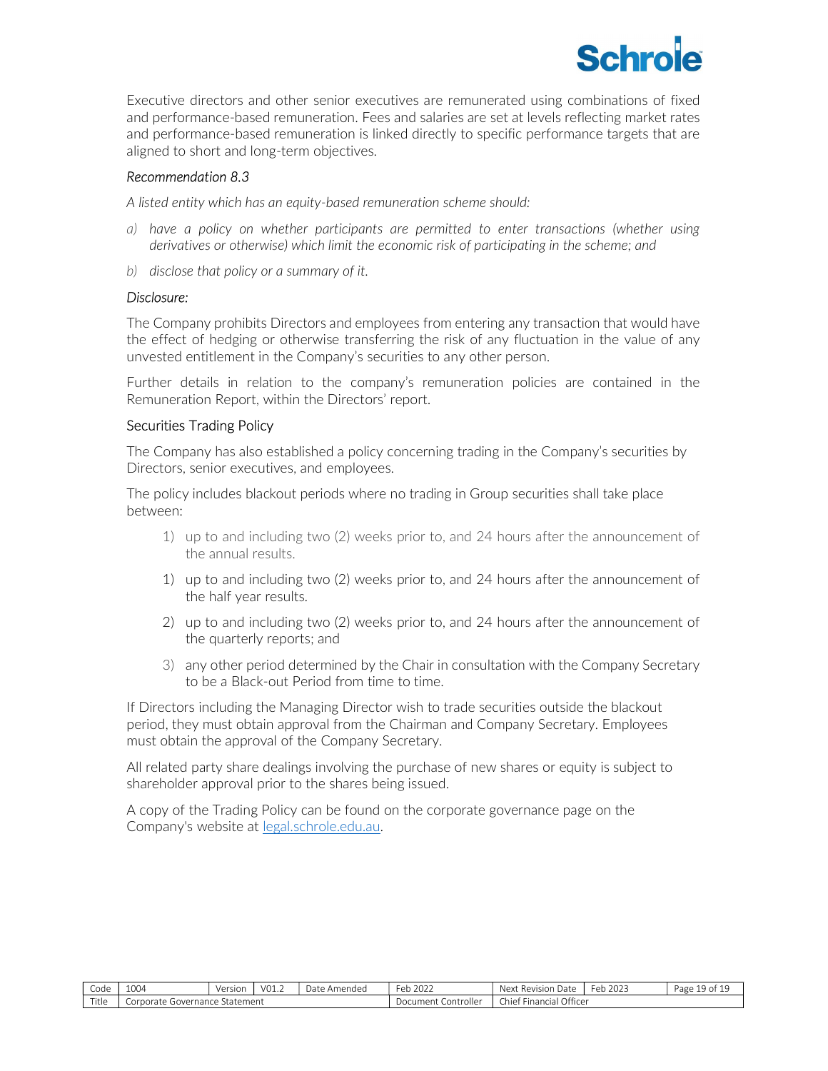Executive directors and other senior executives are remunerated using combinations of fixed and performance-based remuneration. Fees and salaries are set at levels reflecting market rates and performance-based remuneration is linked directly to specific performance targets that are aligned to short and long-term objectives.

*Recommendation 8.3*

*A listed entity which has an equity-based remuneration scheme should:*

a) *have a policy on whether participants are permitted to enter transactions (whether using derivatives or otherwise) which limit the economic risk of participating in the scheme; and*

b) *disclose that policy or a summary of it.*

*Disclosure:*

The Company prohibits Directors and employees from entering any transaction that would have the effect of hedging or otherwise transferring the risk of any fluctuation in the value of any unvested entitlement in the Company's securities to any other person.

Further details in relation to the company's remuneration policies are contained in the Remuneration Report, within the Directors' report.

Securities Trading Policy

The Company has also established a policy concerning trading in the Company's securities by Directors, senior executives, and employees.

The policy includes blackout periods where no trading in Group securities shall take place between:

1) up to and including two (2) weeks prior to, and 24 hours after the announcement of the annual results.

1) up to and including two (2) weeks prior to, and 24 hours after the announcement of the half year results.

2) up to and including two (2) weeks prior to, and 24 hours after the announcement of the quarterly reports; and

3) any other period determined by the Chair in consultation with the Company Secretary to be a Black-out Period from time to time.

If Directors including the Managing Director wish to trade securities outside the blackout period, they must obtain approval from the Chairman and Company Secretary. Employees must obtain the approval of the Company Secretary.

All related party share dealings involving the purchase of new shares or equity is subject to shareholder approval prior to the shares being issued.

A copy of the Trading Policy can be found on the corporate governance page on the Company's website at legal.schrole.edu.au.